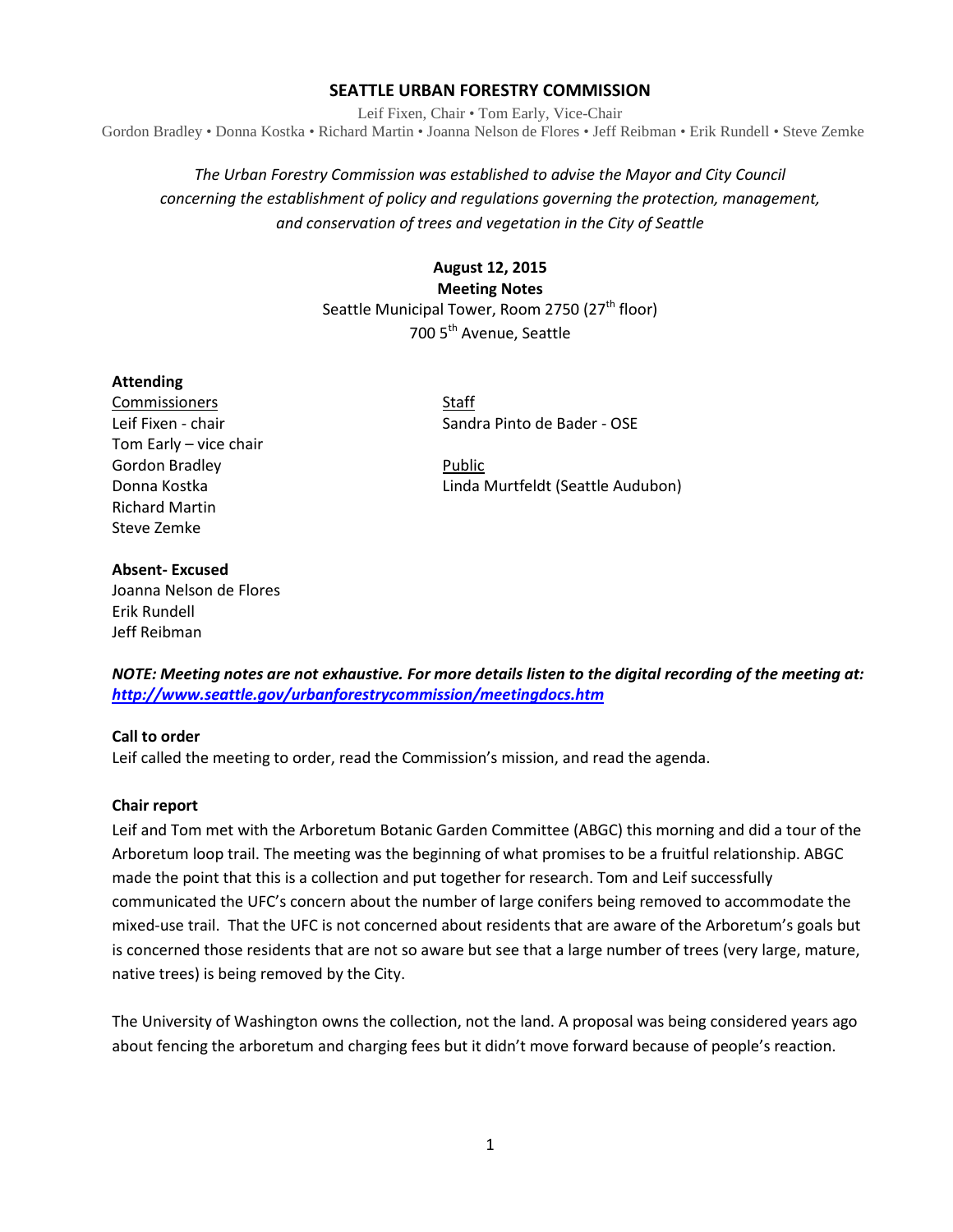# SEATTLE URBAN FORESTRY COMMISSION

Leif Fixen, Chair • Tom Early, Vice-Chair
Gordon Bradley • Donna Kostka • Richard Martin • Joanna Nelson de Flores • Jeff Reibman • Erik Rundell • Steve Zemke

*The Urban Forestry Commission was established to advise the Mayor and City Council concerning the establishment of policy and regulations governing the protection, management, and conservation of trees and vegetation in the City of Seattle*

**August 12, 2015**
**Meeting Notes**
Seattle Municipal Tower, Room 2750 (27th floor)
700 5th Avenue, Seattle

**Attending**

Commissioners
Leif Fixen - chair
Tom Early – vice chair
Gordon Bradley
Donna Kostka
Richard Martin
Steve Zemke

Staff
Sandra Pinto de Bader - OSE

Public
Linda Murtfeldt (Seattle Audubon)

**Absent- Excused**
Joanna Nelson de Flores
Erik Rundell
Jeff Reibman

***NOTE: Meeting notes are not exhaustive. For more details listen to the digital recording of the meeting at: http://www.seattle.gov/urbanforestrycommission/meetingdocs.htm***

**Call to order**
Leif called the meeting to order, read the Commission's mission, and read the agenda.

**Chair report**
Leif and Tom met with the Arboretum Botanic Garden Committee (ABGC) this morning and did a tour of the Arboretum loop trail. The meeting was the beginning of what promises to be a fruitful relationship. ABGC made the point that this is a collection and put together for research. Tom and Leif successfully communicated the UFC's concern about the number of large conifers being removed to accommodate the mixed-use trail. That the UFC is not concerned about residents that are aware of the Arboretum's goals but is concerned those residents that are not so aware but see that a large number of trees (very large, mature, native trees) is being removed by the City.

The University of Washington owns the collection, not the land. A proposal was being considered years ago about fencing the arboretum and charging fees but it didn't move forward because of people's reaction.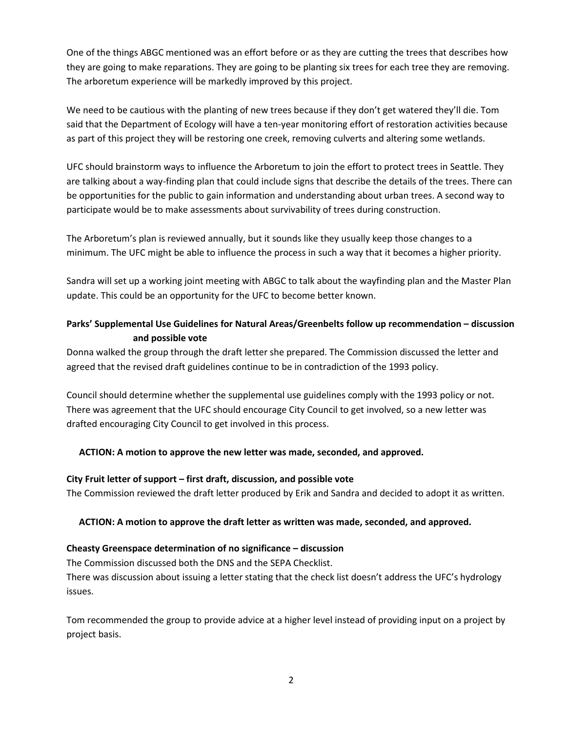One of the things ABGC mentioned was an effort before or as they are cutting the trees that describes how they are going to make reparations. They are going to be planting six trees for each tree they are removing. The arboretum experience will be markedly improved by this project.

We need to be cautious with the planting of new trees because if they don't get watered they'll die. Tom said that the Department of Ecology will have a ten-year monitoring effort of restoration activities because as part of this project they will be restoring one creek, removing culverts and altering some wetlands.

UFC should brainstorm ways to influence the Arboretum to join the effort to protect trees in Seattle. They are talking about a way-finding plan that could include signs that describe the details of the trees. There can be opportunities for the public to gain information and understanding about urban trees. A second way to participate would be to make assessments about survivability of trees during construction.

The Arboretum's plan is reviewed annually, but it sounds like they usually keep those changes to a minimum. The UFC might be able to influence the process in such a way that it becomes a higher priority.

Sandra will set up a working joint meeting with ABGC to talk about the wayfinding plan and the Master Plan update. This could be an opportunity for the UFC to become better known.

**Parks' Supplemental Use Guidelines for Natural Areas/Greenbelts follow up recommendation – discussion and possible vote**

Donna walked the group through the draft letter she prepared. The Commission discussed the letter and agreed that the revised draft guidelines continue to be in contradiction of the 1993 policy.

Council should determine whether the supplemental use guidelines comply with the 1993 policy or not. There was agreement that the UFC should encourage City Council to get involved, so a new letter was drafted encouraging City Council to get involved in this process.

**ACTION: A motion to approve the new letter was made, seconded, and approved.**

**City Fruit letter of support – first draft, discussion, and possible vote**

The Commission reviewed the draft letter produced by Erik and Sandra and decided to adopt it as written.

**ACTION: A motion to approve the draft letter as written was made, seconded, and approved.**

**Cheasty Greenspace determination of no significance – discussion**

The Commission discussed both the DNS and the SEPA Checklist.

There was discussion about issuing a letter stating that the check list doesn't address the UFC's hydrology issues.

Tom recommended the group to provide advice at a higher level instead of providing input on a project by project basis.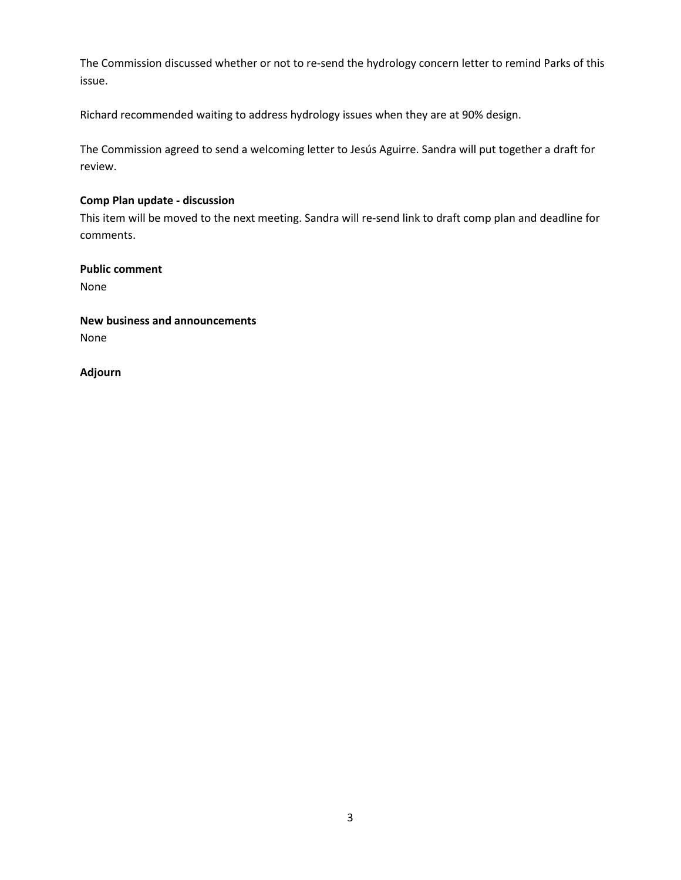The Commission discussed whether or not to re-send the hydrology concern letter to remind Parks of this issue.

Richard recommended waiting to address hydrology issues when they are at 90% design.

The Commission agreed to send a welcoming letter to Jesús Aguirre. Sandra will put together a draft for review.

**Comp Plan update - discussion**

This item will be moved to the next meeting. Sandra will re-send link to draft comp plan and deadline for comments.

**Public comment**

None

**New business and announcements**

None

**Adjourn**